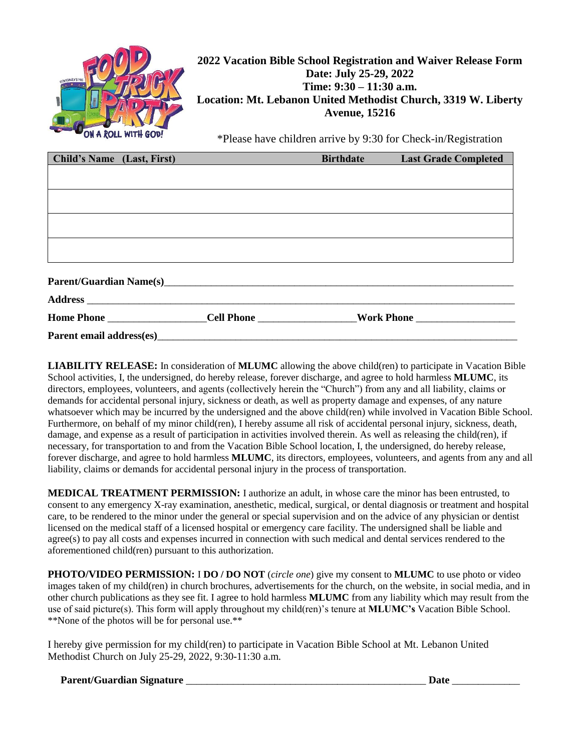**2022 Vacation Bible School Registration and Waiver Release Form**
**Date: July 25-29, 2022**
**Time: 9:30 – 11:30 a.m.**
**Location: Mt. Lebanon United Methodist Church, 3319 W. Liberty Avenue, 15216**

*Please have children arrive by 9:30 for Check-in/Registration

| Child's Name (Last, First) | Birthdate | Last Grade Completed |
|---|---|---|
| | | |
| | | |
| | | |
| | | |

**Parent/Guardian Name(s)**_______________________________________________

**Address** _______________________________________________

**Home Phone** __________________ **Cell Phone** __________________ **Work Phone** __________________

**Parent email address(es)**_______________________________________________

**LIABILITY RELEASE:** In consideration of **MLUMC** allowing the above child(ren) to participate in Vacation Bible School activities, I, the undersigned, do hereby release, forever discharge, and agree to hold harmless **MLUMC**, its directors, employees, volunteers, and agents (collectively herein the "Church") from any and all liability, claims or demands for accidental personal injury, sickness or death, as well as property damage and expenses, of any nature whatsoever which may be incurred by the undersigned and the above child(ren) while involved in Vacation Bible School. Furthermore, on behalf of my minor child(ren), I hereby assume all risk of accidental personal injury, sickness, death, damage, and expense as a result of participation in activities involved therein. As well as releasing the child(ren), if necessary, for transportation to and from the Vacation Bible School location, I, the undersigned, do hereby release, forever discharge, and agree to hold harmless **MLUMC**, its directors, employees, volunteers, and agents from any and all liability, claims or demands for accidental personal injury in the process of transportation.

**MEDICAL TREATMENT PERMISSION:** I authorize an adult, in whose care the minor has been entrusted, to consent to any emergency X-ray examination, anesthetic, medical, surgical, or dental diagnosis or treatment and hospital care, to be rendered to the minor under the general or special supervision and on the advice of any physician or dentist licensed on the medical staff of a licensed hospital or emergency care facility. The undersigned shall be liable and agree(s) to pay all costs and expenses incurred in connection with such medical and dental services rendered to the aforementioned child(ren) pursuant to this authorization.

**PHOTO/VIDEO PERMISSION:** I **DO / DO NOT** (*circle one*) give my consent to **MLUMC** to use photo or video images taken of my child(ren) in church brochures, advertisements for the church, on the website, in social media, and in other church publications as they see fit. I agree to hold harmless **MLUMC** from any liability which may result from the use of said picture(s). This form will apply throughout my child(ren)'s tenure at **MLUMC's** Vacation Bible School. **None of the photos will be for personal use.**

I hereby give permission for my child(ren) to participate in Vacation Bible School at Mt. Lebanon United Methodist Church on July 25-29, 2022, 9:30-11:30 a.m.

**Parent/Guardian Signature** _______________________________________________ **Date** _____________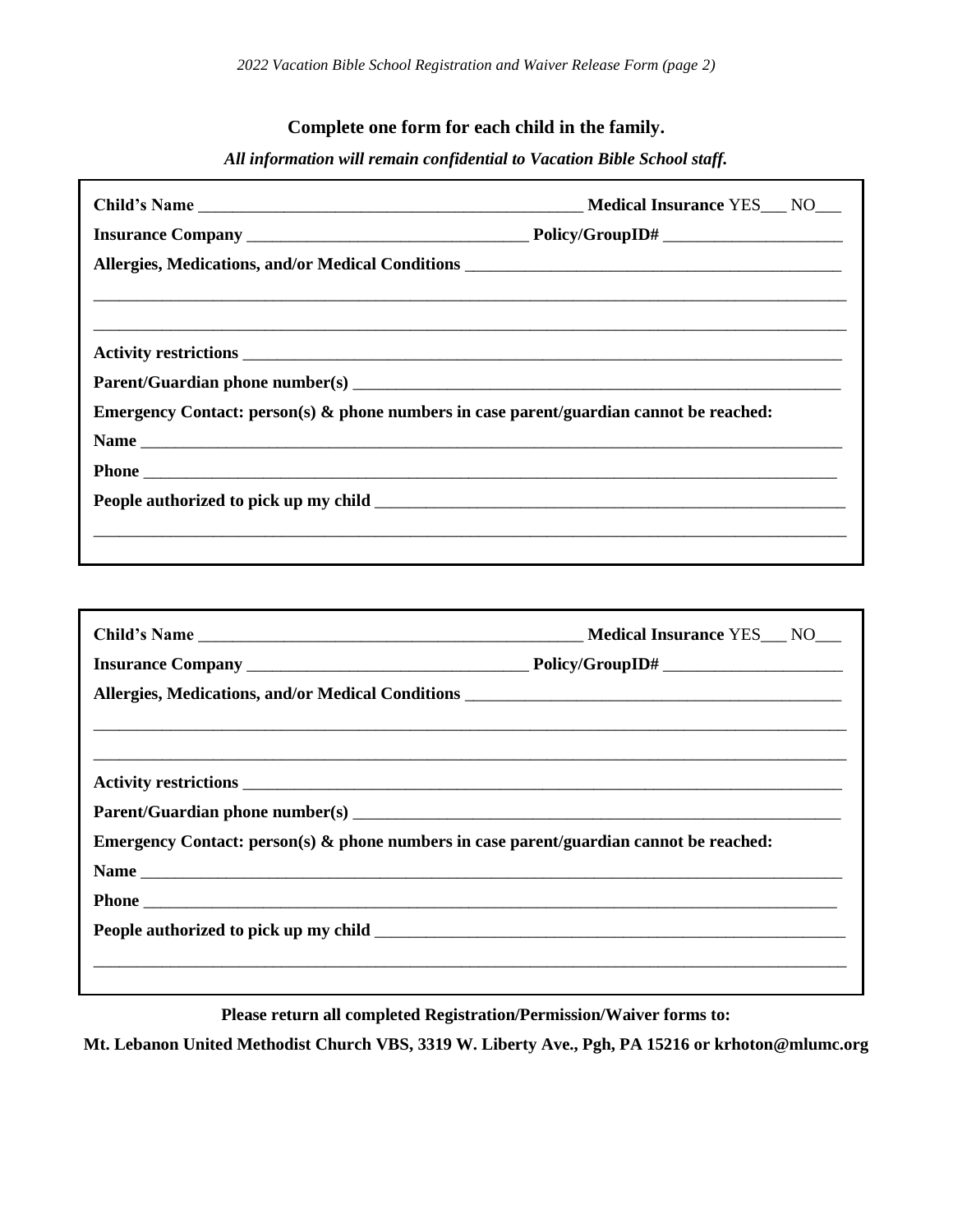Complete one form for each child in the family.

*All information will remain confidential to Vacation Bible School staff.*

**Child's Name** _____________________________________________ **Medical Insurance** YES___ NO___

**Insurance Company** _________________________________ **Policy/GroupID#** _____________________

**Allergies, Medications, and/or Medical Conditions** ___________________________________________

___________________________________________________________________________________________

___________________________________________________________________________________________

**Activity restrictions** _______________________________________________________________________

**Parent/Guardian phone number(s)** _____________________________________________________________

**Emergency Contact: person(s) & phone numbers in case parent/guardian cannot be reached:**

**Name** _____________________________________________________________________________________

**Phone** ____________________________________________________________________________________

**People authorized to pick up my child** ___________________________________________________________

___________________________________________________________________________________________

---

**Child's Name** _____________________________________________ **Medical Insurance** YES___ NO___

**Insurance Company** _________________________________ **Policy/GroupID#** _____________________

**Allergies, Medications, and/or Medical Conditions** ___________________________________________

___________________________________________________________________________________________

___________________________________________________________________________________________

**Activity restrictions** _______________________________________________________________________

**Parent/Guardian phone number(s)** _____________________________________________________________

**Emergency Contact: person(s) & phone numbers in case parent/guardian cannot be reached:**

**Name** _____________________________________________________________________________________

**Phone** ____________________________________________________________________________________

**People authorized to pick up my child** ___________________________________________________________

___________________________________________________________________________________________

**Please return all completed Registration/Permission/Waiver forms to:**

**Mt. Lebanon United Methodist Church VBS, 3319 W. Liberty Ave., Pgh, PA 15216 or krhoton@mlumc.org**